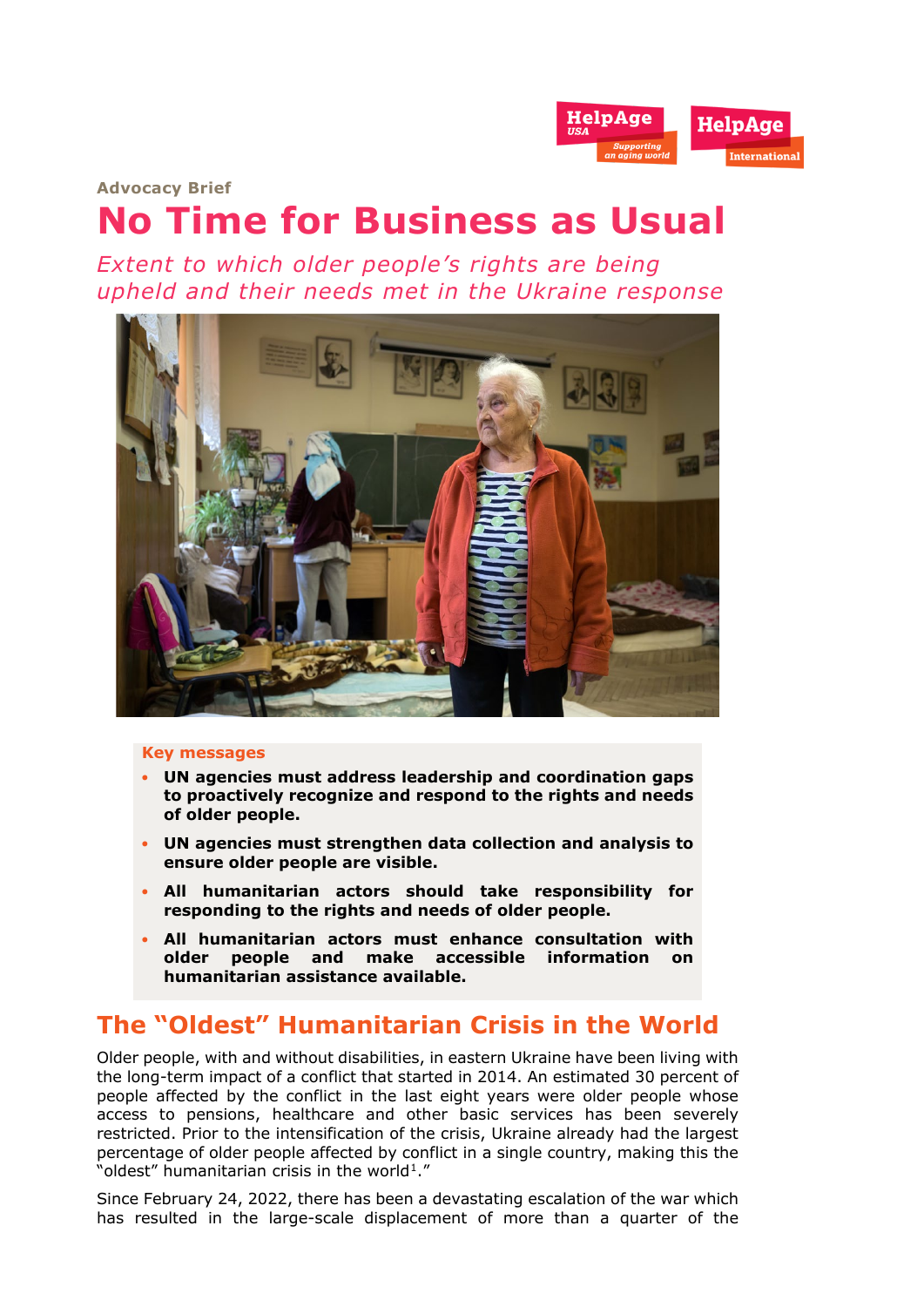Advocacy Brief

# No Time for Business as Usual

*Extent to which older people's rights are being upheld and their needs met in the Ukraine response*

**Key messages**

- **UN agencies must address leadership and coordination gaps to proactively recognize and respond to the rights and needs of older people.**
- **UN agencies must strengthen data collection and analysis to ensure older people are visible.**
- **All humanitarian actors should take responsibility for responding to the rights and needs of older people.**
- **All humanitarian actors must enhance consultation with older people and make accessible information on humanitarian assistance available.**

## The "Oldest" Humanitarian Crisis in the World

Older people, with and without disabilities, in eastern Ukraine have been living with the long-term impact of a conflict that started in 2014. An estimated 30 percent of people affected by the conflict in the last eight years were older people whose access to pensions, healthcare and other basic services has been severely restricted. Prior to the intensification of the crisis, Ukraine already had the largest percentage of older people affected by conflict in a single country, making this the "oldest" humanitarian crisis in the world[1]."

Since February 24, 2022, there has been a devastating escalation of the war which has resulted in the large-scale displacement of more than a quarter of the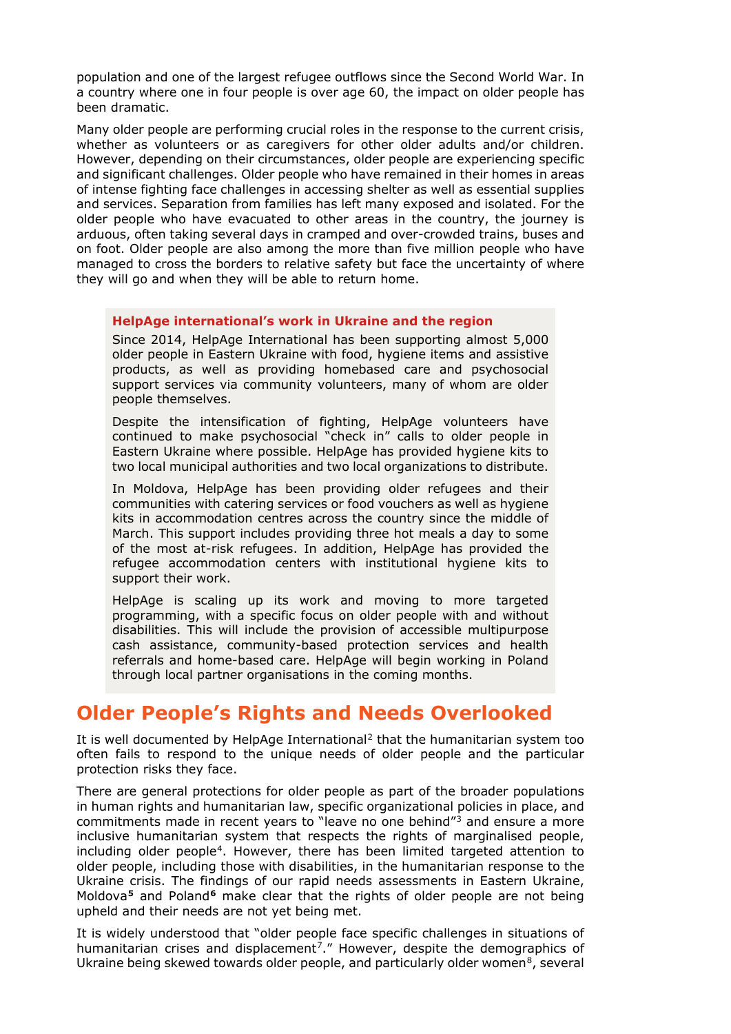population and one of the largest refugee outflows since the Second World War. In a country where one in four people is over age 60, the impact on older people has been dramatic.

Many older people are performing crucial roles in the response to the current crisis, whether as volunteers or as caregivers for other older adults and/or children. However, depending on their circumstances, older people are experiencing specific and significant challenges. Older people who have remained in their homes in areas of intense fighting face challenges in accessing shelter as well as essential supplies and services. Separation from families has left many exposed and isolated. For the older people who have evacuated to other areas in the country, the journey is arduous, often taking several days in cramped and over-crowded trains, buses and on foot. Older people are also among the more than five million people who have managed to cross the borders to relative safety but face the uncertainty of where they will go and when they will be able to return home.

**HelpAge international's work in Ukraine and the region**

Since 2014, HelpAge International has been supporting almost 5,000 older people in Eastern Ukraine with food, hygiene items and assistive products, as well as providing homebased care and psychosocial support services via community volunteers, many of whom are older people themselves.

Despite the intensification of fighting, HelpAge volunteers have continued to make psychosocial "check in" calls to older people in Eastern Ukraine where possible. HelpAge has provided hygiene kits to two local municipal authorities and two local organizations to distribute.

In Moldova, HelpAge has been providing older refugees and their communities with catering services or food vouchers as well as hygiene kits in accommodation centres across the country since the middle of March. This support includes providing three hot meals a day to some of the most at-risk refugees. In addition, HelpAge has provided the refugee accommodation centers with institutional hygiene kits to support their work.

HelpAge is scaling up its work and moving to more targeted programming, with a specific focus on older people with and without disabilities. This will include the provision of accessible multipurpose cash assistance, community-based protection services and health referrals and home-based care. HelpAge will begin working in Poland through local partner organisations in the coming months.

## Older People's Rights and Needs Overlooked

It is well documented by HelpAge International[2] that the humanitarian system too often fails to respond to the unique needs of older people and the particular protection risks they face.

There are general protections for older people as part of the broader populations in human rights and humanitarian law, specific organizational policies in place, and commitments made in recent years to "leave no one behind"[3] and ensure a more inclusive humanitarian system that respects the rights of marginalised people, including older people[4]. However, there has been limited targeted attention to older people, including those with disabilities, in the humanitarian response to the Ukraine crisis. The findings of our rapid needs assessments in Eastern Ukraine, Moldova[5] and Poland[6] make clear that the rights of older people are not being upheld and their needs are not yet being met.

It is widely understood that "older people face specific challenges in situations of humanitarian crises and displacement[7]." However, despite the demographics of Ukraine being skewed towards older people, and particularly older women[8], several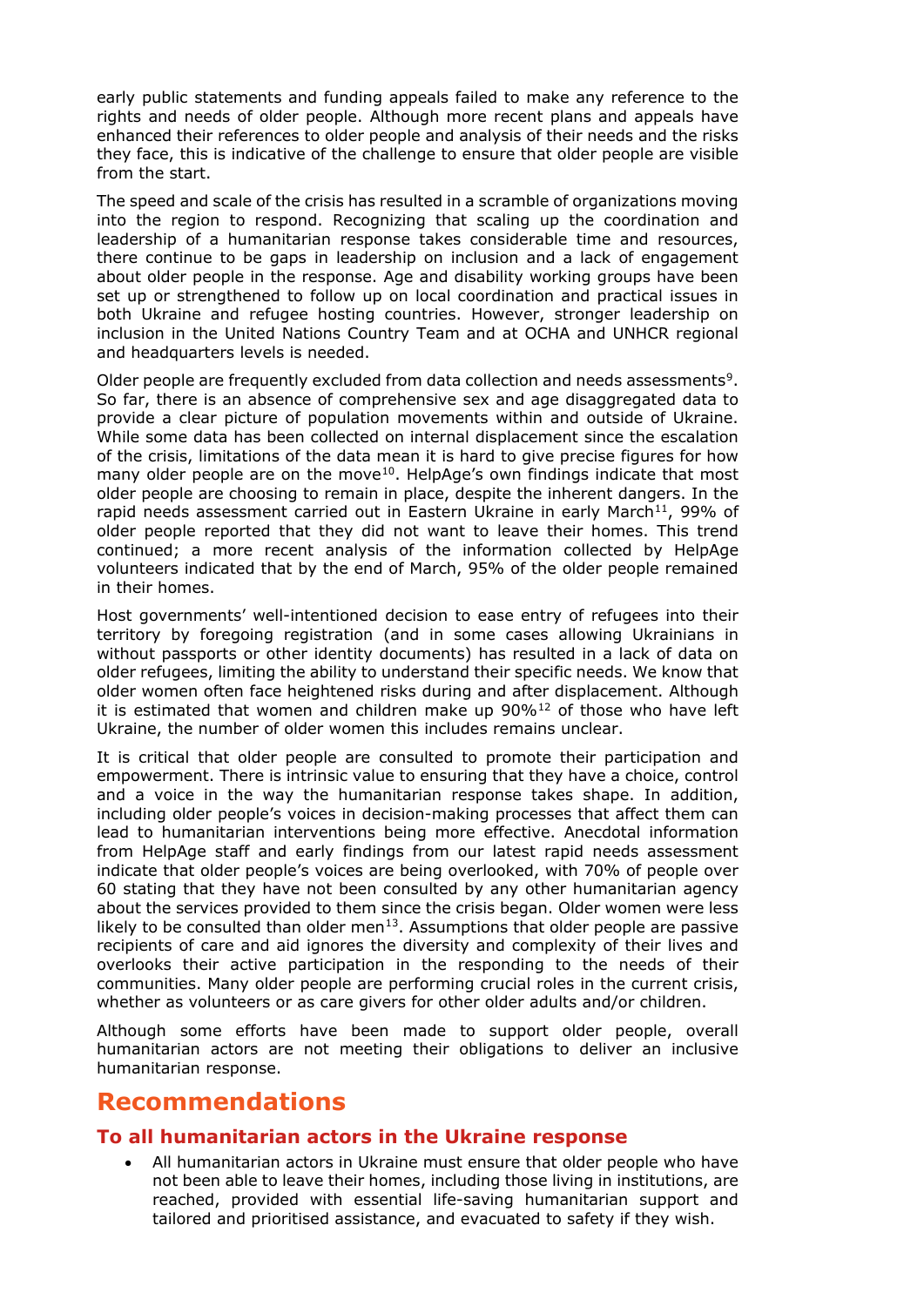early public statements and funding appeals failed to make any reference to the rights and needs of older people. Although more recent plans and appeals have enhanced their references to older people and analysis of their needs and the risks they face, this is indicative of the challenge to ensure that older people are visible from the start.

The speed and scale of the crisis has resulted in a scramble of organizations moving into the region to respond. Recognizing that scaling up the coordination and leadership of a humanitarian response takes considerable time and resources, there continue to be gaps in leadership on inclusion and a lack of engagement about older people in the response. Age and disability working groups have been set up or strengthened to follow up on local coordination and practical issues in both Ukraine and refugee hosting countries. However, stronger leadership on inclusion in the United Nations Country Team and at OCHA and UNHCR regional and headquarters levels is needed.

Older people are frequently excluded from data collection and needs assessments[9]. So far, there is an absence of comprehensive sex and age disaggregated data to provide a clear picture of population movements within and outside of Ukraine. While some data has been collected on internal displacement since the escalation of the crisis, limitations of the data mean it is hard to give precise figures for how many older people are on the move[10]. HelpAge's own findings indicate that most older people are choosing to remain in place, despite the inherent dangers. In the rapid needs assessment carried out in Eastern Ukraine in early March[11], 99% of older people reported that they did not want to leave their homes. This trend continued; a more recent analysis of the information collected by HelpAge volunteers indicated that by the end of March, 95% of the older people remained in their homes.

Host governments' well-intentioned decision to ease entry of refugees into their territory by foregoing registration (and in some cases allowing Ukrainians in without passports or other identity documents) has resulted in a lack of data on older refugees, limiting the ability to understand their specific needs. We know that older women often face heightened risks during and after displacement. Although it is estimated that women and children make up 90%[12] of those who have left Ukraine, the number of older women this includes remains unclear.

It is critical that older people are consulted to promote their participation and empowerment. There is intrinsic value to ensuring that they have a choice, control and a voice in the way the humanitarian response takes shape. In addition, including older people's voices in decision-making processes that affect them can lead to humanitarian interventions being more effective. Anecdotal information from HelpAge staff and early findings from our latest rapid needs assessment indicate that older people's voices are being overlooked, with 70% of people over 60 stating that they have not been consulted by any other humanitarian agency about the services provided to them since the crisis began. Older women were less likely to be consulted than older men[13]. Assumptions that older people are passive recipients of care and aid ignores the diversity and complexity of their lives and overlooks their active participation in the responding to the needs of their communities. Many older people are performing crucial roles in the current crisis, whether as volunteers or as care givers for other older adults and/or children.

Although some efforts have been made to support older people, overall humanitarian actors are not meeting their obligations to deliver an inclusive humanitarian response.

## Recommendations

### To all humanitarian actors in the Ukraine response

- All humanitarian actors in Ukraine must ensure that older people who have not been able to leave their homes, including those living in institutions, are reached, provided with essential life-saving humanitarian support and tailored and prioritised assistance, and evacuated to safety if they wish.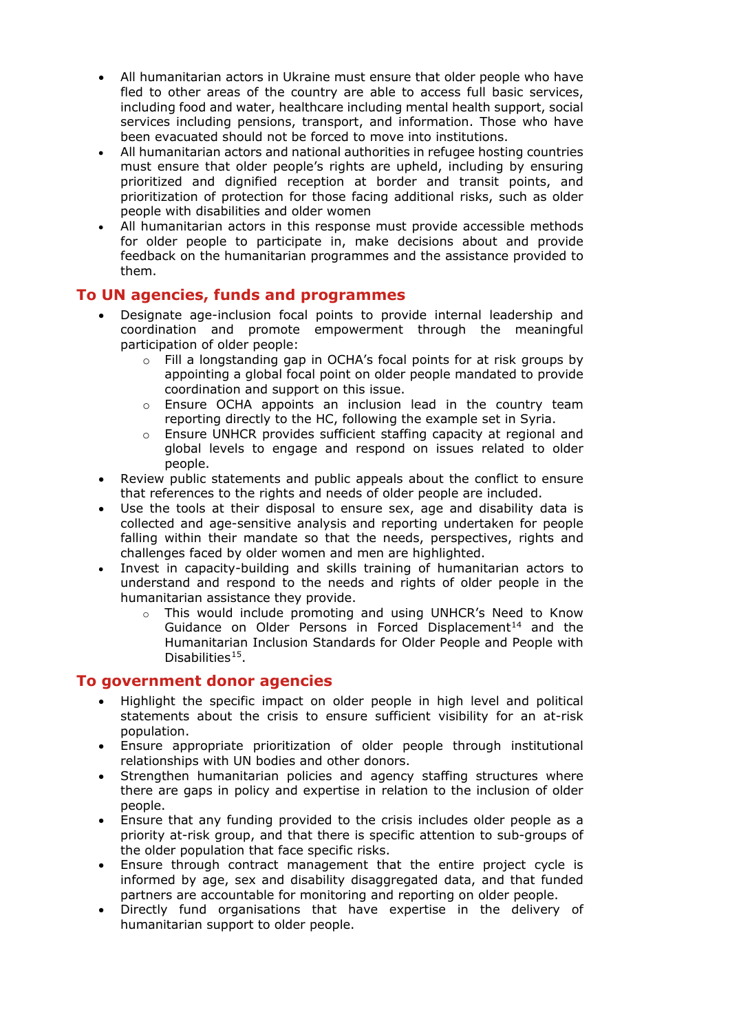- All humanitarian actors in Ukraine must ensure that older people who have fled to other areas of the country are able to access full basic services, including food and water, healthcare including mental health support, social services including pensions, transport, and information. Those who have been evacuated should not be forced to move into institutions.
- All humanitarian actors and national authorities in refugee hosting countries must ensure that older people's rights are upheld, including by ensuring prioritized and dignified reception at border and transit points, and prioritization of protection for those facing additional risks, such as older people with disabilities and older women
- All humanitarian actors in this response must provide accessible methods for older people to participate in, make decisions about and provide feedback on the humanitarian programmes and the assistance provided to them.

## To UN agencies, funds and programmes

- Designate age-inclusion focal points to provide internal leadership and coordination and promote empowerment through the meaningful participation of older people:
  - Fill a longstanding gap in OCHA's focal points for at risk groups by appointing a global focal point on older people mandated to provide coordination and support on this issue.
  - Ensure OCHA appoints an inclusion lead in the country team reporting directly to the HC, following the example set in Syria.
  - Ensure UNHCR provides sufficient staffing capacity at regional and global levels to engage and respond on issues related to older people.
- Review public statements and public appeals about the conflict to ensure that references to the rights and needs of older people are included.
- Use the tools at their disposal to ensure sex, age and disability data is collected and age-sensitive analysis and reporting undertaken for people falling within their mandate so that the needs, perspectives, rights and challenges faced by older women and men are highlighted.
- Invest in capacity-building and skills training of humanitarian actors to understand and respond to the needs and rights of older people in the humanitarian assistance they provide.
  - This would include promoting and using UNHCR's Need to Know Guidance on Older Persons in Forced Displacement[14] and the Humanitarian Inclusion Standards for Older People and People with Disabilities[15].

## To government donor agencies

- Highlight the specific impact on older people in high level and political statements about the crisis to ensure sufficient visibility for an at-risk population.
- Ensure appropriate prioritization of older people through institutional relationships with UN bodies and other donors.
- Strengthen humanitarian policies and agency staffing structures where there are gaps in policy and expertise in relation to the inclusion of older people.
- Ensure that any funding provided to the crisis includes older people as a priority at-risk group, and that there is specific attention to sub-groups of the older population that face specific risks.
- Ensure through contract management that the entire project cycle is informed by age, sex and disability disaggregated data, and that funded partners are accountable for monitoring and reporting on older people.
- Directly fund organisations that have expertise in the delivery of humanitarian support to older people.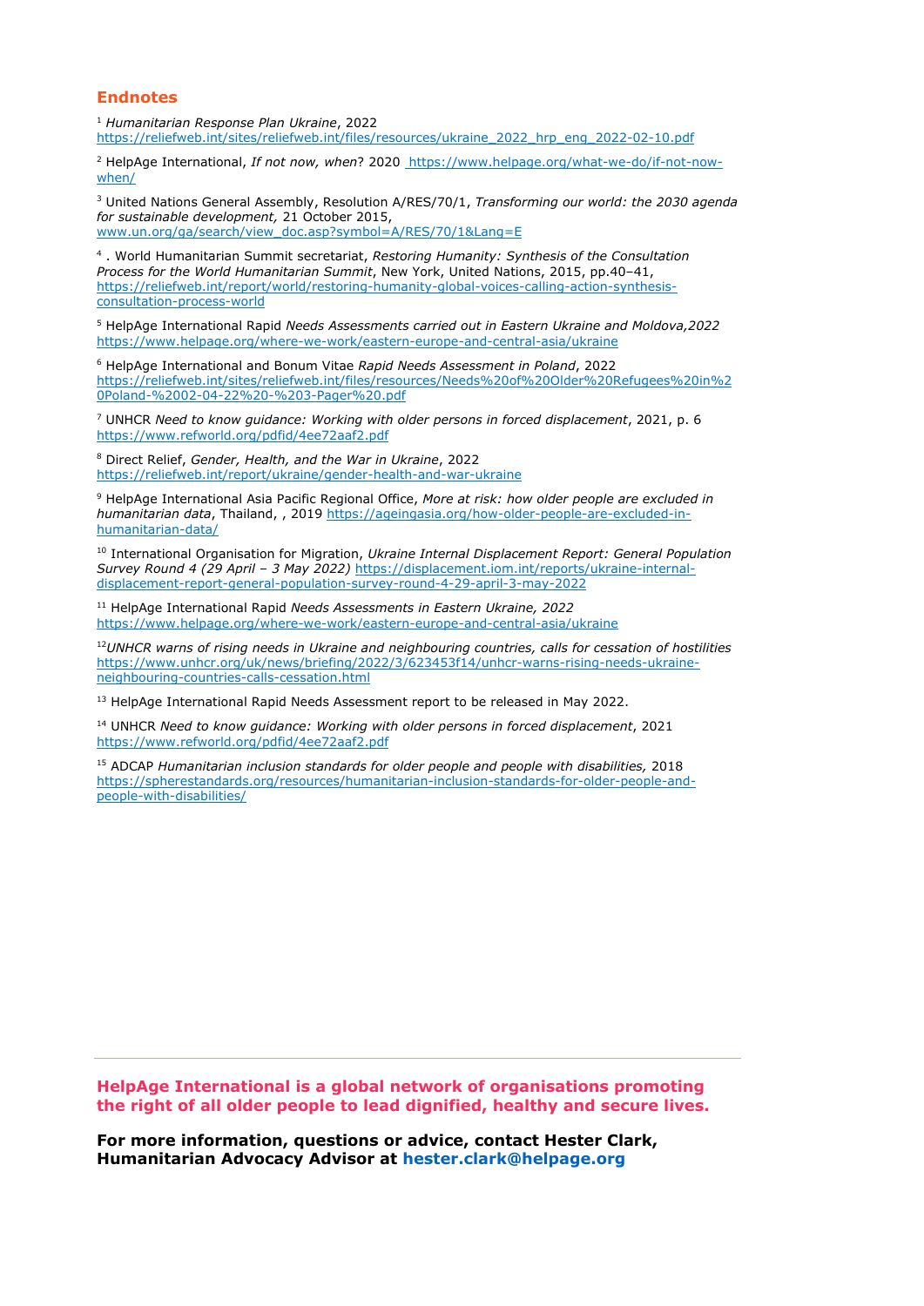## Endnotes

[1] *Humanitarian Response Plan Ukraine*, 2022 https://reliefweb.int/sites/reliefweb.int/files/resources/ukraine_2022_hrp_eng_2022-02-10.pdf

[2] HelpAge International, *If not now, when*? 2020 https://www.helpage.org/what-we-do/if-not-now-when/

[3] United Nations General Assembly, Resolution A/RES/70/1, *Transforming our world: the 2030 agenda for sustainable development,* 21 October 2015, www.un.org/ga/search/view_doc.asp?symbol=A/RES/70/1&Lang=E

[4] . World Humanitarian Summit secretariat, *Restoring Humanity: Synthesis of the Consultation Process for the World Humanitarian Summit*, New York, United Nations, 2015, pp.40–41, https://reliefweb.int/report/world/restoring-humanity-global-voices-calling-action-synthesis-consultation-process-world

[5] HelpAge International Rapid *Needs Assessments carried out in Eastern Ukraine and Moldova,2022* https://www.helpage.org/where-we-work/eastern-europe-and-central-asia/ukraine

[6] HelpAge International and Bonum Vitae *Rapid Needs Assessment in Poland*, 2022 https://reliefweb.int/sites/reliefweb.int/files/resources/Needs%20of%20Older%20Refugees%20in%20Poland-%2002-04-22%20-%203-Pager%20.pdf

[7] UNHCR *Need to know guidance: Working with older persons in forced displacement*, 2021, p. 6 https://www.refworld.org/pdfid/4ee72aaf2.pdf

[8] Direct Relief, *Gender, Health, and the War in Ukraine*, 2022 https://reliefweb.int/report/ukraine/gender-health-and-war-ukraine

[9] HelpAge International Asia Pacific Regional Office, *More at risk: how older people are excluded in humanitarian data*, Thailand, , 2019 https://ageingasia.org/how-older-people-are-excluded-in-humanitarian-data/

[10] International Organisation for Migration, *Ukraine Internal Displacement Report: General Population Survey Round 4 (29 April – 3 May 2022)* https://displacement.iom.int/reports/ukraine-internal-displacement-report-general-population-survey-round-4-29-april-3-may-2022

[11] HelpAge International Rapid *Needs Assessments in Eastern Ukraine, 2022* https://www.helpage.org/where-we-work/eastern-europe-and-central-asia/ukraine

[12] *UNHCR warns of rising needs in Ukraine and neighbouring countries, calls for cessation of hostilities* https://www.unhcr.org/uk/news/briefing/2022/3/623453f14/unhcr-warns-rising-needs-ukraine-neighbouring-countries-calls-cessation.html

[13] HelpAge International Rapid Needs Assessment report to be released in May 2022.

[14] UNHCR *Need to know guidance: Working with older persons in forced displacement*, 2021 https://www.refworld.org/pdfid/4ee72aaf2.pdf

[15] ADCAP *Humanitarian inclusion standards for older people and people with disabilities,* 2018 https://spherestandards.org/resources/humanitarian-inclusion-standards-for-older-people-and-people-with-disabilities/

---

**HelpAge International is a global network of organisations promoting the right of all older people to lead dignified, healthy and secure lives.**

**For more information, questions or advice, contact Hester Clark, Humanitarian Advocacy Advisor at hester.clark@helpage.org**